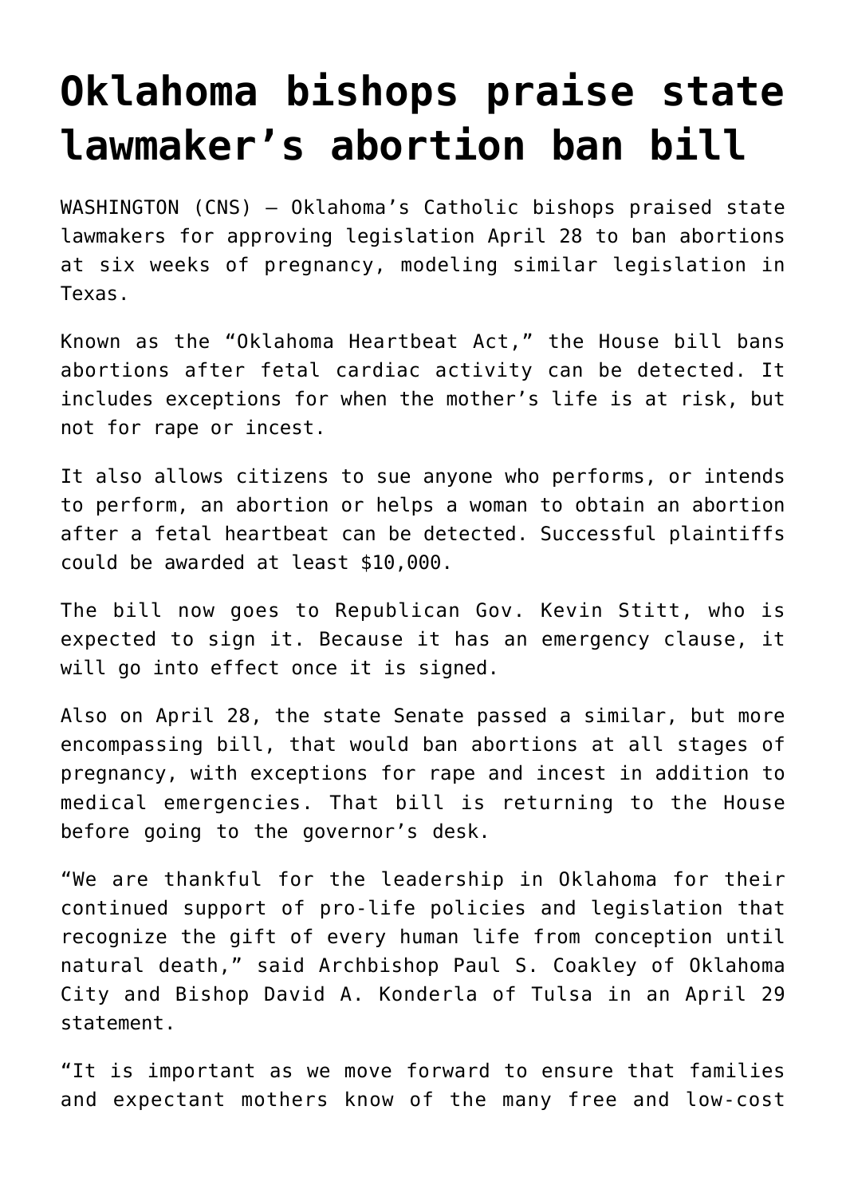# Oklahoma bishops praise state lawmaker's abortion ban bill

WASHINGTON (CNS) — Oklahoma's Catholic bishops praised state lawmakers for approving legislation April 28 to ban abortions at six weeks of pregnancy, modeling similar legislation in Texas.

Known as the "Oklahoma Heartbeat Act," the House bill bans abortions after fetal cardiac activity can be detected. It includes exceptions for when the mother's life is at risk, but not for rape or incest.

It also allows citizens to sue anyone who performs, or intends to perform, an abortion or helps a woman to obtain an abortion after a fetal heartbeat can be detected. Successful plaintiffs could be awarded at least $10,000.

The bill now goes to Republican Gov. Kevin Stitt, who is expected to sign it. Because it has an emergency clause, it will go into effect once it is signed.

Also on April 28, the state Senate passed a similar, but more encompassing bill, that would ban abortions at all stages of pregnancy, with exceptions for rape and incest in addition to medical emergencies. That bill is returning to the House before going to the governor's desk.

"We are thankful for the leadership in Oklahoma for their continued support of pro-life policies and legislation that recognize the gift of every human life from conception until natural death," said Archbishop Paul S. Coakley of Oklahoma City and Bishop David A. Konderla of Tulsa in an April 29 statement.

"It is important as we move forward to ensure that families and expectant mothers know of the many free and low-cost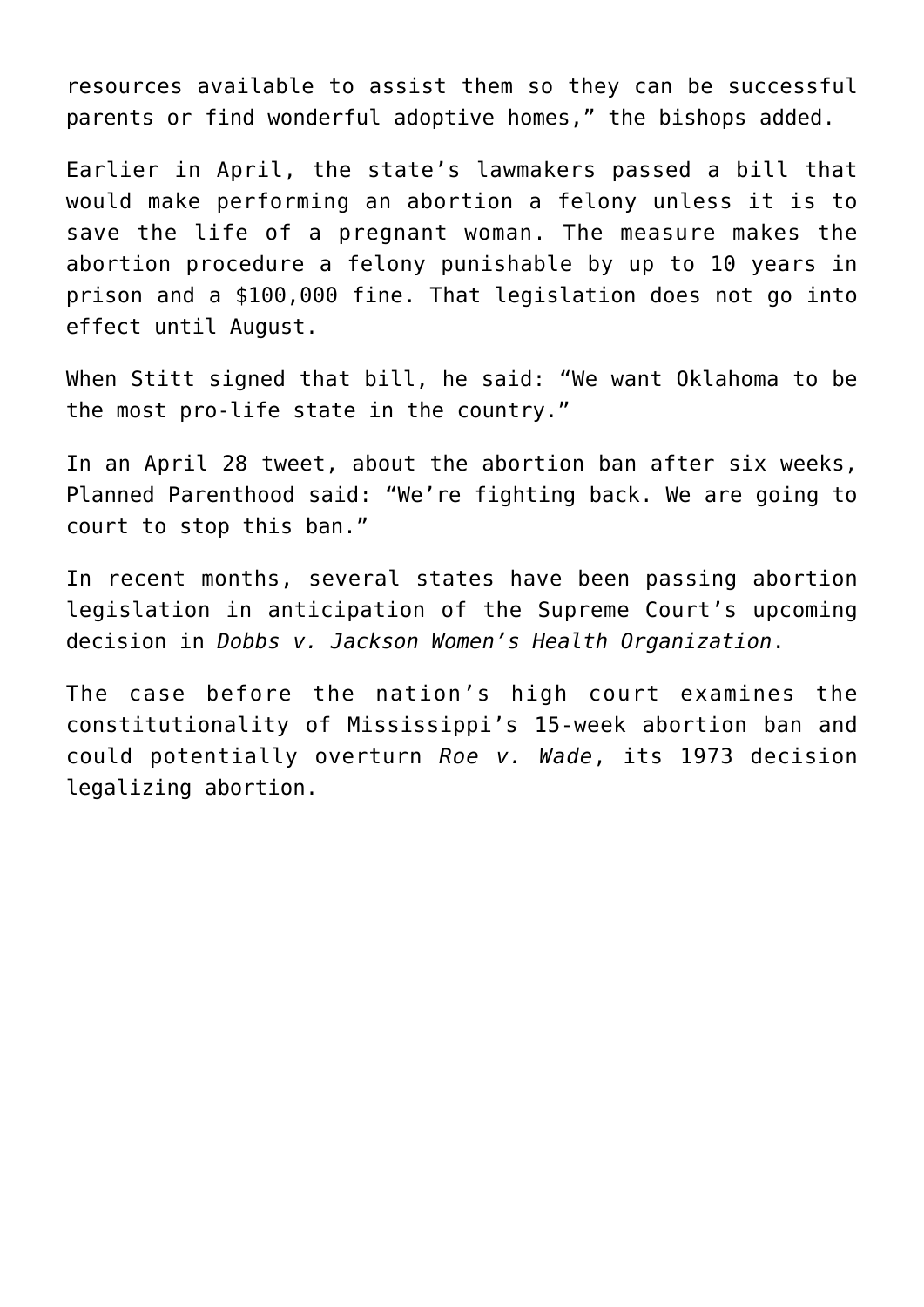resources available to assist them so they can be successful parents or find wonderful adoptive homes," the bishops added.

Earlier in April, the state's lawmakers passed a bill that would make performing an abortion a felony unless it is to save the life of a pregnant woman. The measure makes the abortion procedure a felony punishable by up to 10 years in prison and a $100,000 fine. That legislation does not go into effect until August.

When Stitt signed that bill, he said: "We want Oklahoma to be the most pro-life state in the country."

In an April 28 tweet, about the abortion ban after six weeks, Planned Parenthood said: "We're fighting back. We are going to court to stop this ban."

In recent months, several states have been passing abortion legislation in anticipation of the Supreme Court's upcoming decision in *Dobbs v. Jackson Women's Health Organization*.

The case before the nation's high court examines the constitutionality of Mississippi's 15-week abortion ban and could potentially overturn *Roe v. Wade*, its 1973 decision legalizing abortion.